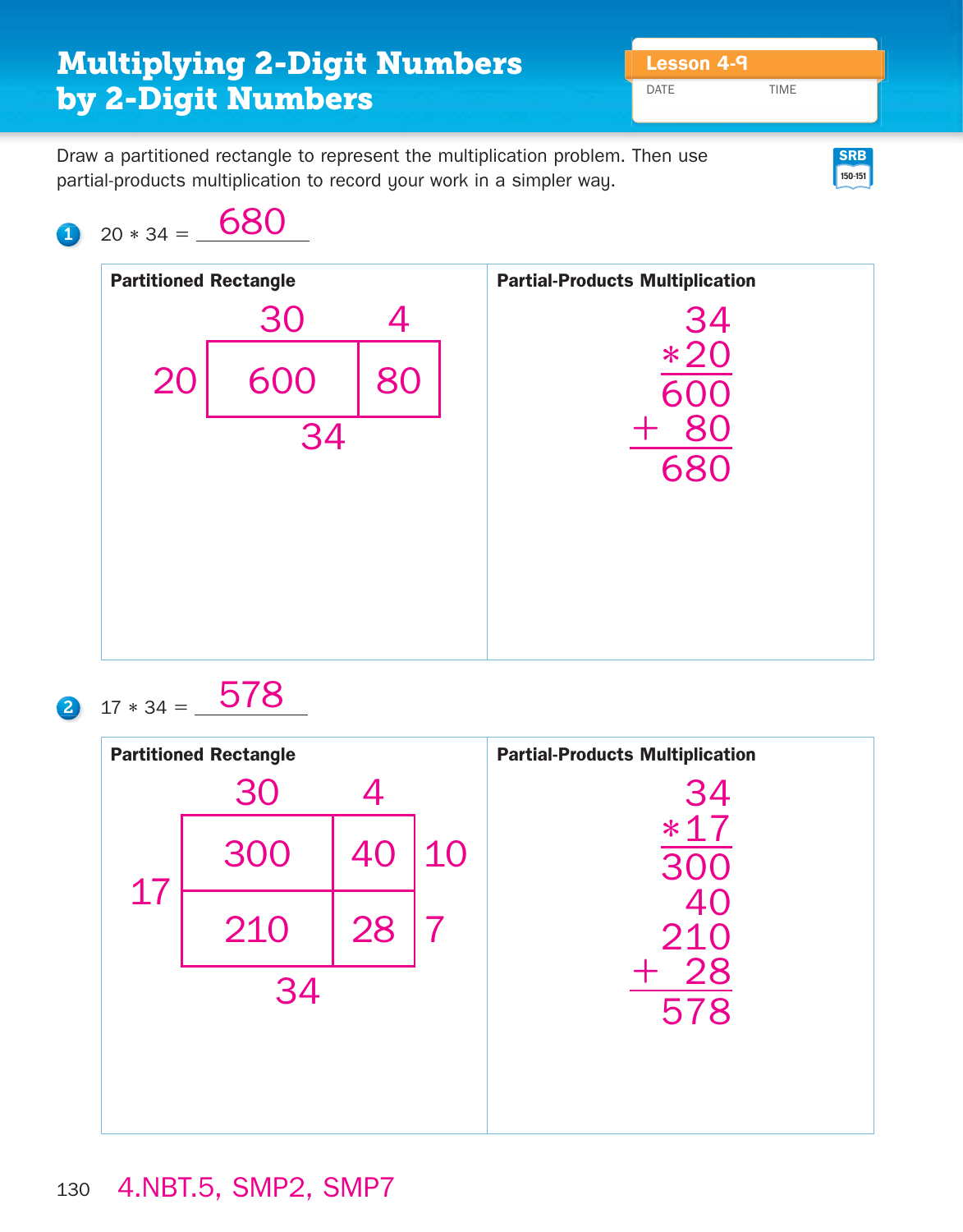# Multiplying 2-Digit Numbers by 2-Digit Numbers

**Lesson 4-9**

DATE TIME

Draw a partitioned rectangle to represent the multiplication problem. Then use partial-products multiplication to record your work in a simpler way.

SRB 150-151

**1** 20 * 34 = 680

**Partitioned Rectangle**

| | 30 | 4 |
|---|---|---|
| 20 | 600 | 80 |

34

**Partial-Products Multiplication**

```
   34
  *20
  600
+  80
  680
```

**2** 17 * 34 = 578

**Partitioned Rectangle**

| | 30 | 4 | |
|---|---|---|---|
| 17 | 300 | 40 | 10 |
| | 210 | 28 | 7 |

34

**Partial-Products Multiplication**

```
   34
  *17
  300
   40
  210
+  28
  578
```

4.NBT.5, SMP2, SMP7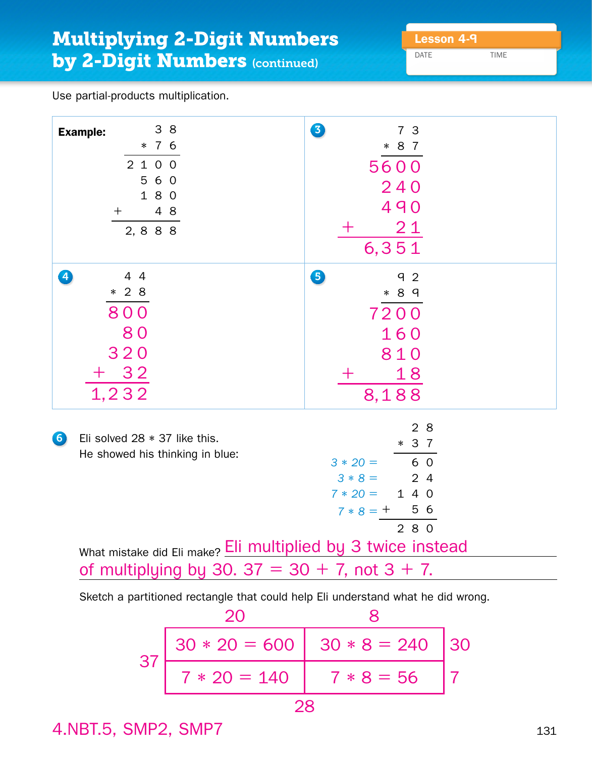# Multiplying 2-Digit Numbers by 2-Digit Numbers (continued)

**Lesson 4-9**

DATE TIME

Use partial-products multiplication.

**Example:**

```
     3 8
   * 7 6
 2 1 0 0
   5 6 0
   1 8 0
+    4 8
 2, 8 8 8
```

**3**

```
     7 3
   * 8 7
   5600
    240
    490
+    21
  6,351
```

**4**

```
    4 4
  * 2 8
   800
    80
   320
+   32
 1,232
```

**5**

```
     9 2
   * 8 9
   7200
    160
    810
+    18
  8,188
```

**6** Eli solved 28 * 37 like this.
He showed his thinking in blue:

```
              2 8
            * 3 7
3 * 20 =      6 0
 3 * 8 =      2 4
7 * 20 =    1 4 0
 7 * 8 =  +   5 6
            2 8 0
```

What mistake did Eli make? Eli multiplied by 3 twice instead of multiplying by 30. 37 = 30 + 7, not 3 + 7.

Sketch a partitioned rectangle that could help Eli understand what he did wrong.

| | 20 | 8 | |
|---|---|---|---|
| 37 | 30 * 20 = 600 | 30 * 8 = 240 | 30 |
| | 7 * 20 = 140 | 7 * 8 = 56 | 7 |
| | 28 | | |

4.NBT.5, SMP2, SMP7